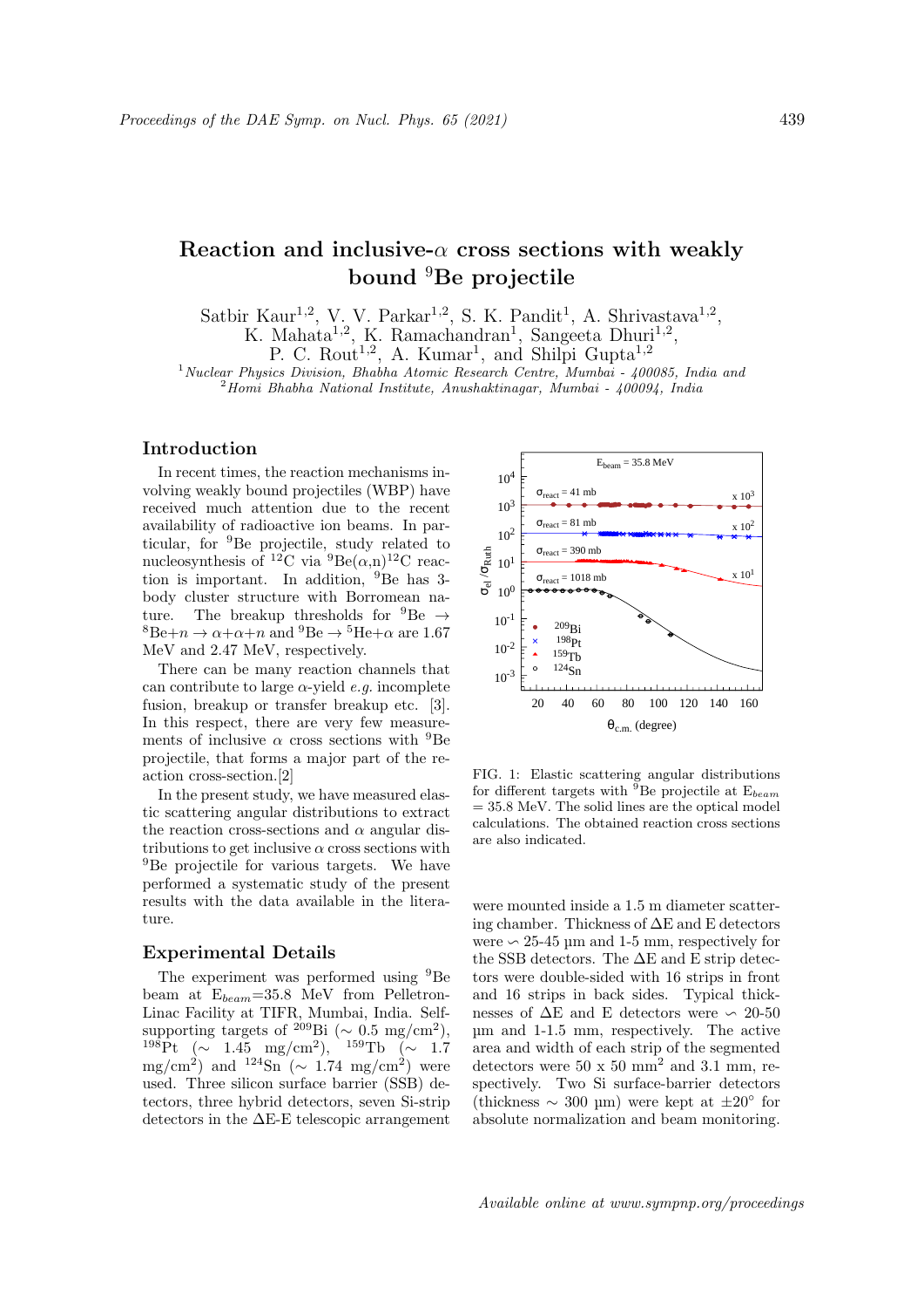# Reaction and inclusive-$\alpha$ cross sections with weakly bound $^9$Be projectile

Satbir Kaur[1,2], V. V. Parkar[1,2], S. K. Pandit[1], A. Shrivastava[1,2], K. Mahata[1,2], K. Ramachandran[1], Sangeeta Dhuri[1,2], P. C. Rout[1,2], A. Kumar[1], and Shilpi Gupta[1,2]

[1] *Nuclear Physics Division, Bhabha Atomic Research Centre, Mumbai - 400085, India and*
[2] *Homi Bhabha National Institute, Anushaktinagar, Mumbai - 400094, India*

## Introduction

In recent times, the reaction mechanisms involving weakly bound projectiles (WBP) have received much attention due to the recent availability of radioactive ion beams. In particular, for $^9$Be projectile, study related to nucleosynthesis of $^{12}$C via $^9$Be($\alpha$,n)$^{12}$C reaction is important. In addition, $^9$Be has 3-body cluster structure with Borromean nature. The breakup thresholds for $^9$Be $\rightarrow$ $^8$Be+$n$ $\rightarrow$ $\alpha$+$\alpha$+$n$ and $^9$Be $\rightarrow$ $^5$He+$\alpha$ are 1.67 MeV and 2.47 MeV, respectively.

There can be many reaction channels that can contribute to large $\alpha$-yield *e.g.* incomplete fusion, breakup or transfer breakup etc. [3]. In this respect, there are very few measurements of inclusive $\alpha$ cross sections with $^9$Be projectile, that forms a major part of the reaction cross-section.[2]

In the present study, we have measured elastic scattering angular distributions to extract the reaction cross-sections and $\alpha$ angular distributions to get inclusive $\alpha$ cross sections with $^9$Be projectile for various targets. We have performed a systematic study of the present results with the data available in the literature.

## Experimental Details

The experiment was performed using $^9$Be beam at $E_{beam}$=35.8 MeV from Pelletron-Linac Facility at TIFR, Mumbai, India. Self-supporting targets of $^{209}$Bi ($\sim$ 0.5 mg/cm$^2$), $^{198}$Pt ($\sim$ 1.45 mg/cm$^2$), $^{159}$Tb ($\sim$ 1.7 mg/cm$^2$) and $^{124}$Sn ($\sim$ 1.74 mg/cm$^2$) were used. Three silicon surface barrier (SSB) detectors, three hybrid detectors, seven Si-strip detectors in the $\Delta$E-E telescopic arrangement were mounted inside a 1.5 m diameter scattering chamber. Thickness of $\Delta$E and E detectors were $\backsim$ 25-45 µm and 1-5 mm, respectively for the SSB detectors. The $\Delta$E and E strip detectors were double-sided with 16 strips in front and 16 strips in back sides. Typical thicknesses of $\Delta$E and E detectors were $\backsim$ 20-50 µm and 1-1.5 mm, respectively. The active area and width of each strip of the segmented detectors were 50 x 50 mm$^2$ and 3.1 mm, respectively. Two Si surface-barrier detectors (thickness $\sim$ 300 µm) were kept at $\pm$20° for absolute normalization and beam monitoring.

FIG. 1: Elastic scattering angular distributions for different targets with $^9$Be projectile at $E_{beam}$ = 35.8 MeV. The solid lines are the optical model calculations. The obtained reaction cross sections are also indicated.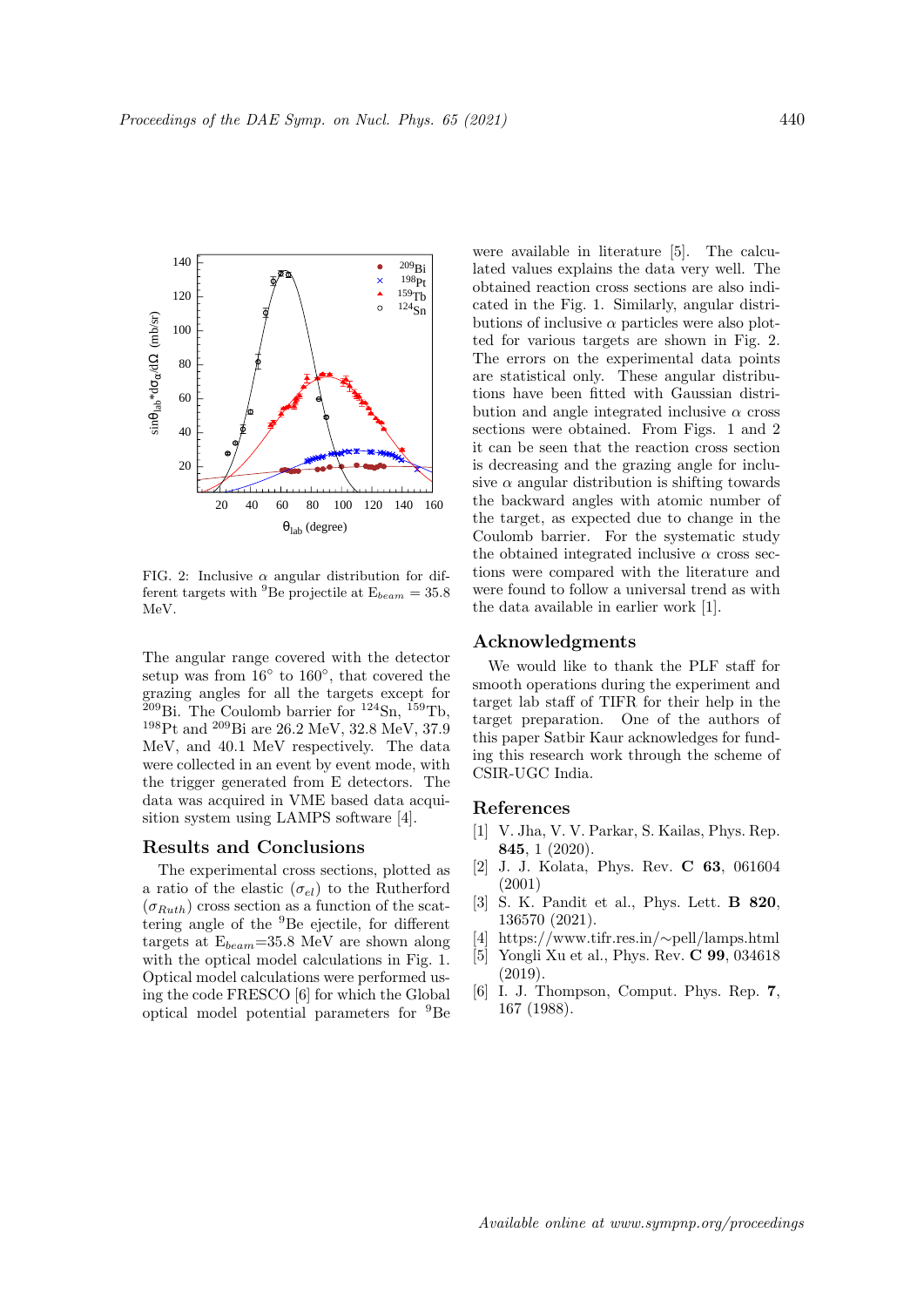140
120
100
80
60
40
20
20 40 60 80 100 120 140 160
$\sin\theta_{lab}*d\sigma_\alpha/d\Omega$ (mb/sr)
$\theta_{lab}$ (degree)
$^{209}$Bi
$^{198}$Pt
$^{159}$Tb
$^{124}$Sn

FIG. 2: Inclusive $\alpha$ angular distribution for different targets with $^{9}$Be projectile at $E_{beam}$ = 35.8 MeV.

The angular range covered with the detector setup was from 16° to 160°, that covered the grazing angles for all the targets except for $^{209}$Bi. The Coulomb barrier for $^{124}$Sn, $^{159}$Tb, $^{198}$Pt and $^{209}$Bi are 26.2 MeV, 32.8 MeV, 37.9 MeV, and 40.1 MeV respectively. The data were collected in an event by event mode, with the trigger generated from E detectors. The data was acquired in VME based data acquisition system using LAMPS software [4].

## Results and Conclusions

The experimental cross sections, plotted as a ratio of the elastic ($\sigma_{el}$) to the Rutherford ($\sigma_{Ruth}$) cross section as a function of the scattering angle of the $^{9}$Be ejectile, for different targets at $E_{beam}$=35.8 MeV are shown along with the optical model calculations in Fig. 1. Optical model calculations were performed using the code FRESCO [6] for which the Global optical model potential parameters for $^{9}$Be were available in literature [5]. The calculated values explains the data very well. The obtained reaction cross sections are also indicated in the Fig. 1. Similarly, angular distributions of inclusive $\alpha$ particles were also plotted for various targets are shown in Fig. 2. The errors on the experimental data points are statistical only. These angular distributions have been fitted with Gaussian distribution and angle integrated inclusive $\alpha$ cross sections were obtained. From Figs. 1 and 2 it can be seen that the reaction cross section is decreasing and the grazing angle for inclusive $\alpha$ angular distribution is shifting towards the backward angles with atomic number of the target, as expected due to change in the Coulomb barrier. For the systematic study the obtained integrated inclusive $\alpha$ cross sections were compared with the literature and were found to follow a universal trend as with the data available in earlier work [1].

## Acknowledgments

We would like to thank the PLF staff for smooth operations during the experiment and target lab staff of TIFR for their help in the target preparation. One of the authors of this paper Satbir Kaur acknowledges for funding this research work through the scheme of CSIR-UGC India.

## References

[1] V. Jha, V. V. Parkar, S. Kailas, Phys. Rep. **845**, 1 (2020).

[2] J. J. Kolata, Phys. Rev. **C 63**, 061604 (2001)

[3] S. K. Pandit et al., Phys. Lett. **B 820**, 136570 (2021).

[4] https://www.tifr.res.in/∼pell/lamps.html

[5] Yongli Xu et al., Phys. Rev. **C 99**, 034618 (2019).

[6] I. J. Thompson, Comput. Phys. Rep. **7**, 167 (1988).